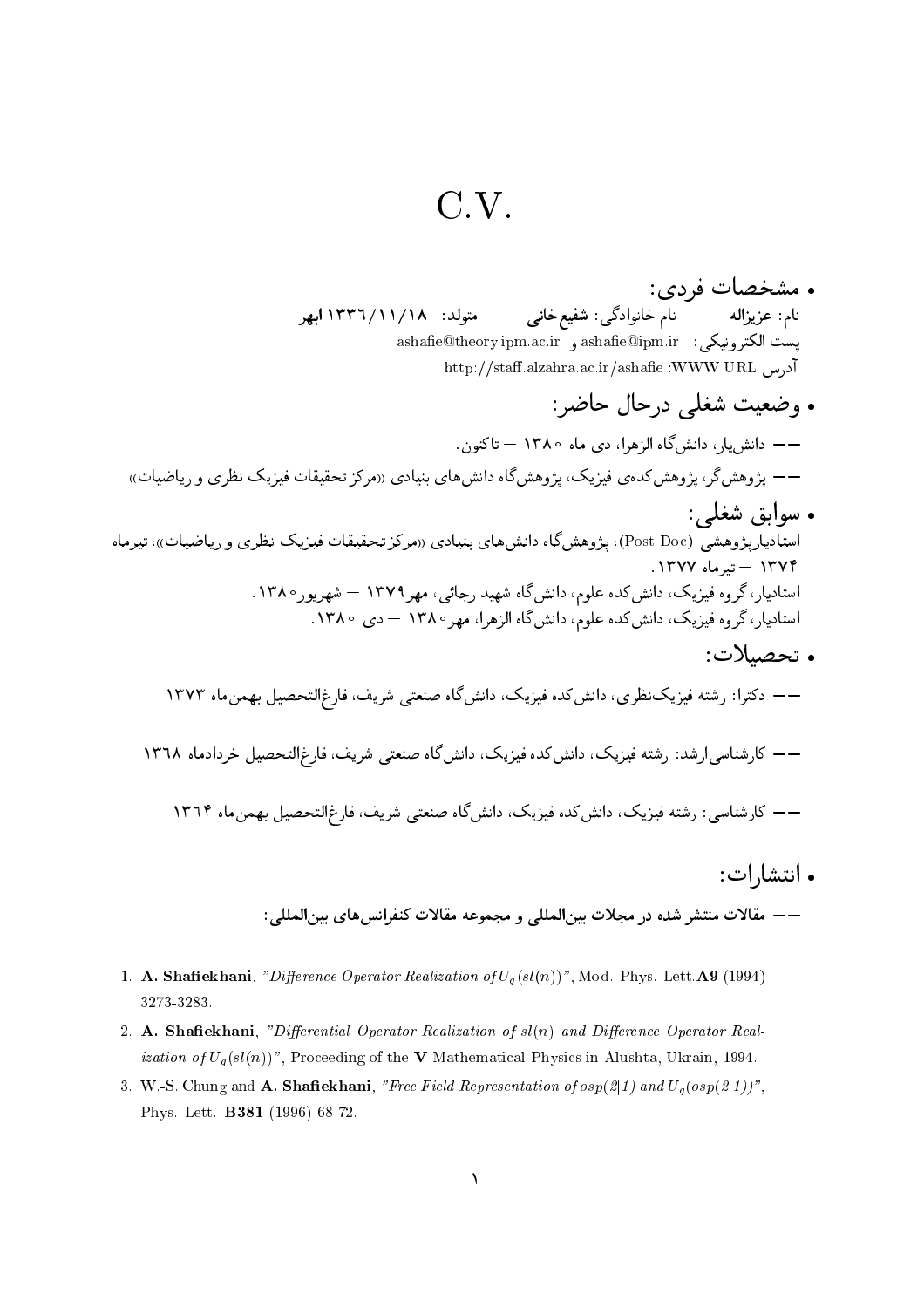# C.V.

- **مشخصات فردی:**

نام: **عزیزاله**  نام خانوادگی: **شفیع‌خانی**  متولد: **۱۳۳۶/۱۱/۱۸ ابهر**

پست الکترونیکی: ashafie@ipm.ir و ashafie@theory.ipm.ac.ir

آدرس WWW URL: http://staff.alzahra.ac.ir/ashafie

- **وضعیت شغلی درحال حاضر:**

—— دانش‌یار، دانش‌گاه الزهرا، دی ماه ۱۳۸۰ — تاکنون.

—— پژوهش‌گر، پژوهش‌کده‌ی فیزیک، پژوهش‌گاه دانش‌های بنیادی «مرکز تحقیقات فیزیک نظری و ریاضیات»

- **سوابق شغلی:**

استادیارپژوهشی (Post Doc)، پژوهش‌گاه دانش‌های بنیادی «مرکز تحقیقات فیزیک نظری و ریاضیات»، تیرماه ۱۳۷۴ — تیرماه ۱۳۷۷.

استادیار، گروه فیزیک، دانش‌کده علوم، دانش‌گاه شهید رجائی، مهر۱۳۷۹ — شهریور۱۳۸۰.

استادیار، گروه فیزیک، دانش‌کده علوم، دانش‌گاه الزهرا، مهر۱۳۸۰ — دی ۱۳۸۰.

- **تحصیلات:**

—— دکترا: رشته فیزیک‌نظری، دانش‌کده فیزیک، دانش‌گاه صنعتی شریف، فارغ‌التحصیل بهمن‌ماه ۱۳۷۳

—— کارشناسی‌ارشد: رشته فیزیک، دانش‌کده فیزیک، دانش‌گاه صنعتی شریف، فارغ‌التحصیل خردادماه ۱۳۶۸

—— کارشناسی: رشته فیزیک، دانش‌کده فیزیک، دانش‌گاه صنعتی شریف، فارغ‌التحصیل بهمن‌ماه ۱۳۶۴

- **انتشارات:**

—— **مقالات منتشر شده در مجلات بین‌المللی و مجموعه مقالات کنفرانس‌های بین‌المللی:**

1. **A. Shafiekhani**, *"Difference Operator Realization of $U_q(sl(n))$"*, Mod. Phys. Lett. **A9** (1994) 3273-3283.
2. **A. Shafiekhani**, *"Differential Operator Realization of $sl(n)$ and Difference Operator Realization of $U_q(sl(n))$"*, Proceeding of the **V** Mathematical Physics in Alushta, Ukrain, 1994.
3. W.-S. Chung and **A. Shafiekhani**, *"Free Field Representation of $osp(2|1)$ and $U_q(osp(2|1))$"*, Phys. Lett. **B381** (1996) 68-72.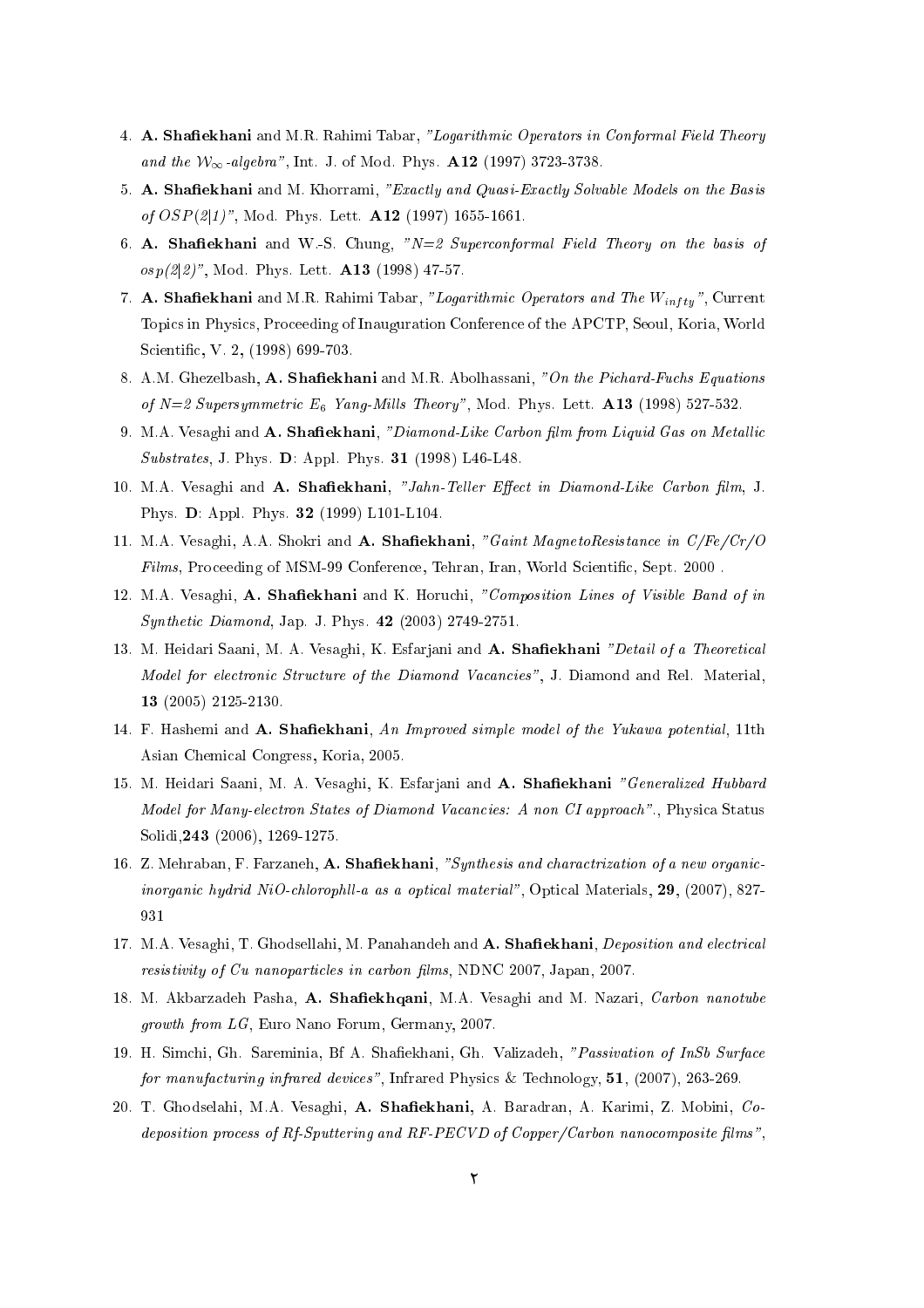4. **A. Shafiekhani** and M.R. Rahimi Tabar, *"Logarithmic Operators in Conformal Field Theory and the $\mathcal{W}_\infty$-algebra"*, Int. J. of Mod. Phys. **A12** (1997) 3723-3738.
5. **A. Shafiekhani** and M. Khorrami, *"Exactly and Quasi-Exactly Solvable Models on the Basis of $OSP(2|1)$"*, Mod. Phys. Lett. **A12** (1997) 1655-1661.
6. **A. Shafiekhani** and W.-S. Chung, *"N=2 Superconformal Field Theory on the basis of $osp(2|2)$"*, Mod. Phys. Lett. **A13** (1998) 47-57.
7. **A. Shafiekhani** and M.R. Rahimi Tabar, *"Logarithmic Operators and The $W_{infty}$"*, Current Topics in Physics, Proceeding of Inauguration Conference of the APCTP, Seoul, Koria, World Scientific, V. 2, (1998) 699-703.
8. A.M. Ghezelbash, **A. Shafiekhani** and M.R. Abolhassani, *"On the Pichard-Fuchs Equations of N=2 Supersymmetric $E_6$ Yang-Mills Theory"*, Mod. Phys. Lett. **A13** (1998) 527-532.
9. M.A. Vesaghi and **A. Shafiekhani**, *"Diamond-Like Carbon film from Liquid Gas on Metallic Substrates*, J. Phys. **D**: Appl. Phys. **31** (1998) L46-L48.
10. M.A. Vesaghi and **A. Shafiekhani**, *"Jahn-Teller Effect in Diamond-Like Carbon film*, J. Phys. **D**: Appl. Phys. **32** (1999) L101-L104.
11. M.A. Vesaghi, A.A. Shokri and **A. Shafiekhani**, *"Gaint MagnetoResistance in C/Fe/Cr/O Films*, Proceeding of MSM-99 Conference, Tehran, Iran, World Scientific, Sept. 2000 .
12. M.A. Vesaghi, **A. Shafiekhani** and K. Horuchi, *"Composition Lines of Visible Band of in Synthetic Diamond*, Jap. J. Phys. **42** (2003) 2749-2751.
13. M. Heidari Saani, M. A. Vesaghi, K. Esfarjani and **A. Shafiekhani** *"Detail of a Theoretical Model for electronic Structure of the Diamond Vacancies"*, J. Diamond and Rel. Material, **13** (2005) 2125-2130.
14. F. Hashemi and **A. Shafiekhani**, *An Improved simple model of the Yukawa potential*, 11th Asian Chemical Congress, Koria, 2005.
15. M. Heidari Saani, M. A. Vesaghi, K. Esfarjani and **A. Shafiekhani** *"Generalized Hubbard Model for Many-electron States of Diamond Vacancies: A non CI approach"*., Physica Status Solidi,**243** (2006), 1269-1275.
16. Z. Mehraban, F. Farzaneh, **A. Shafiekhani**, *"Synthesis and charactrization of a new organic-inorganic hydrid NiO-chlorophll-a as a optical material"*, Optical Materials, **29**, (2007), 827-931
17. M.A. Vesaghi, T. Ghodsellahi, M. Panahandeh and **A. Shafiekhani**, *Deposition and electrical resistivity of Cu nanoparticles in carbon films*, NDNC 2007, Japan, 2007.
18. M. Akbarzadeh Pasha, **A. Shafiekhqani**, M.A. Vesaghi and M. Nazari, *Carbon nanotube growth from LG*, Euro Nano Forum, Germany, 2007.
19. H. Simchi, Gh. Sareminia, Bf A. Shafiekhani, Gh. Valizadeh, *"Passivation of InSb Surface for manufacturing infrared devices"*, Infrared Physics & Technology, **51**, (2007), 263-269.
20. T. Ghodselahi, M.A. Vesaghi, **A. Shafiekhani**, A. Baradran, A. Karimi, Z. Mobini, *Co-deposition process of Rf-Sputtering and RF-PECVD of Copper/Carbon nanocomposite films"*,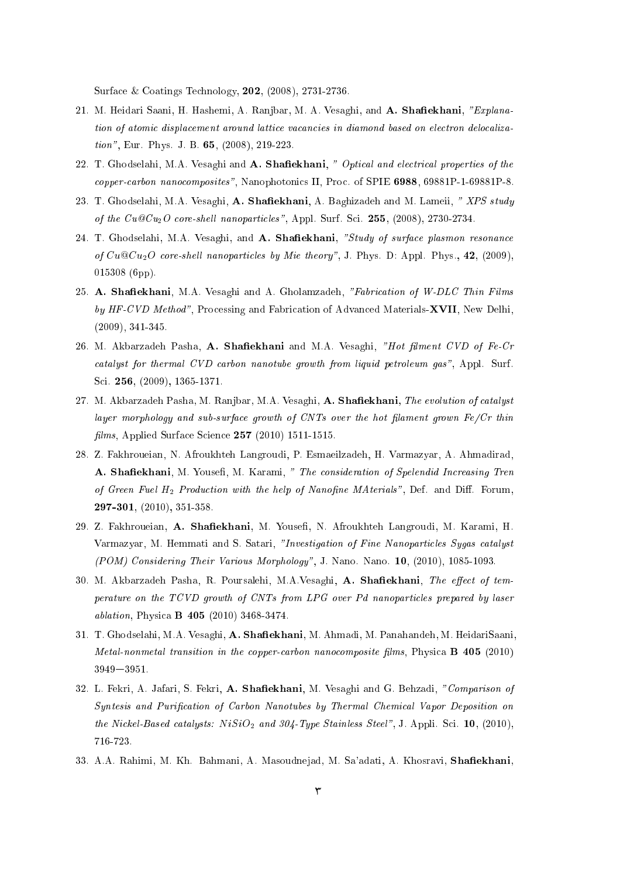Surface & Coatings Technology, **202**, (2008), 2731-2736.

21. M. Heidari Saani, H. Hashemi, A. Ranjbar, M. A. Vesaghi, and **A. Shafiekhani**, *"Explanation of atomic displacement around lattice vacancies in diamond based on electron delocalization"*, Eur. Phys. J. B. **65**, (2008), 219-223.

22. T. Ghodselahi, M.A. Vesaghi and **A. Shafiekhani**, *" Optical and electrical properties of the copper-carbon nanocomposites"*, Nanophotonics II, Proc. of SPIE **6988**, 69881P-1-69881P-8.

23. T. Ghodselahi, M.A. Vesaghi, **A. Shafiekhani**, A. Baghizadeh and M. Lameii, *" XPS study of the Cu@$Cu_2O$ core-shell nanoparticles"*, Appl. Surf. Sci. **255**, (2008), 2730-2734.

24. T. Ghodselahi, M.A. Vesaghi, and **A. Shafiekhani**, *"Study of surface plasmon resonance of Cu@$Cu_2O$ core-shell nanoparticles by Mie theory"*, J. Phys. D: Appl. Phys., **42**, (2009), 015308 (6pp).

25. **A. Shafiekhani**, M.A. Vesaghi and A. Gholamzadeh, *"Fabrication of W-DLC Thin Films by HF-CVD Method"*, Processing and Fabrication of Advanced Materials-**XVII**, New Delhi, (2009), 341-345.

26. M. Akbarzadeh Pasha, **A. Shafiekhani** and M.A. Vesaghi, *"Hot filment CVD of Fe-Cr catalyst for thermal CVD carbon nanotube growth from liquid petroleum gas"*, Appl. Surf. Sci. **256**, (2009), 1365-1371.

27. M. Akbarzadeh Pasha, M. Ranjbar, M.A. Vesaghi, **A. Shafiekhani**, *The evolution of catalyst layer morphology and sub-surface growth of CNTs over the hot filament grown Fe/Cr thin films*, Applied Surface Science **257** (2010) 1511-1515.

28. Z. Fakhroueian, N. Afroukhteh Langroudi, P. Esmaeilzadeh, H. Varmazyar, A. Ahmadirad, **A. Shafiekhani**, M. Yousefi, M. Karami, *" The consideration of Spelendid Increasing Tren of Green Fuel $H_2$ Production with the help of Nanofine MAterials"*, Def. and Diff. Forum, **297-301**, (2010), 351-358.

29. Z. Fakhroueian, **A. Shafiekhani**, M. Yousefi, N. Afroukhteh Langroudi, M. Karami, H. Varmazyar, M. Hemmati and S. Satari, *"Investigation of Fine Nanoparticles Sygas catalyst (POM) Considering Their Various Morphology"*, J. Nano. Nano. **10**, (2010), 1085-1093.

30. M. Akbarzadeh Pasha, R. Poursalehi, M.A.Vesaghi, **A. Shafiekhani**, *The effect of temperature on the TCVD growth of CNTs from LPG over Pd nanoparticles prepared by laser ablation*, Physica **B 405** (2010) 3468-3474.

31. T. Ghodselahi, M.A. Vesaghi, **A. Shafiekhani**, M. Ahmadi, M. Panahandeh, M. HeidariSaani, *Metal-nonmetal transition in the copper-carbon nanocomposite films*, Physica **B 405** (2010) 3949—3951.

32. L. Fekri, A. Jafari, S. Fekri, **A. Shafiekhani**, M. Vesaghi and G. Behzadi, *"Comparison of Syntesis and Purification of Carbon Nanotubes by Thermal Chemical Vapor Deposition on the Nickel-Based catalysts: $NiSiO_2$ and 304-Type Stainless Steel"*, J. Appli. Sci. **10**, (2010), 716-723.

33. A.A. Rahimi, M. Kh. Bahmani, A. Masoudnejad, M. Sa'adati, A. Khosravi, **Shafiekhani**,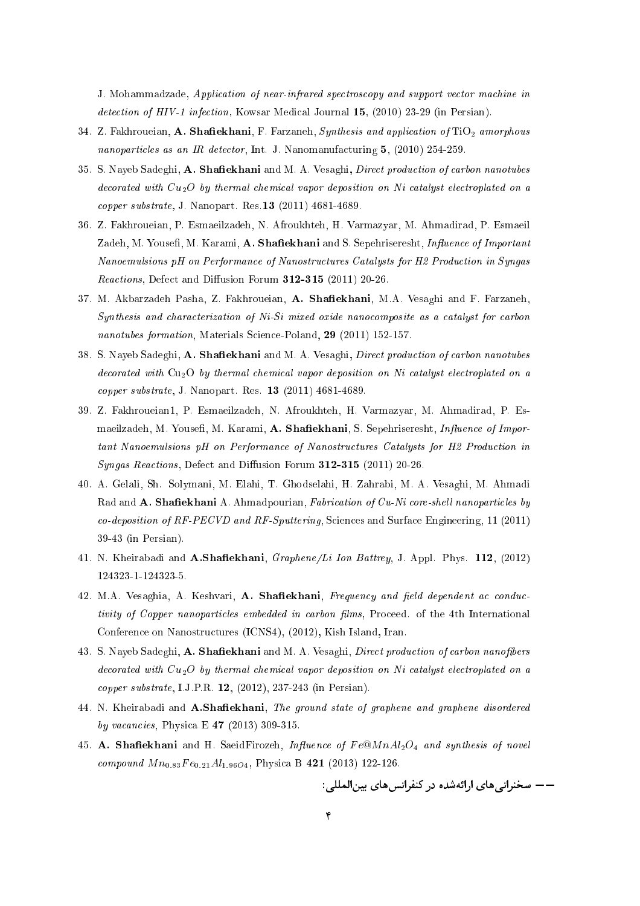J. Mohammadzade, *Application of near-infrared spectroscopy and support vector machine in detection of HIV-1 infection*, Kowsar Medical Journal **15**, (2010) 23-29 (in Persian).

34. Z. Fakhroueian, **A. Shafiekhani**, F. Farzaneh, *Synthesis and application of* $TiO_2$ *amorphous nanoparticles as an IR detector*, Int. J. Nanomanufacturing **5**, (2010) 254-259.

35. S. Nayeb Sadeghi, **A. Shafiekhani** and M. A. Vesaghi, *Direct production of carbon nanotubes decorated with* $Cu_2O$ *by thermal chemical vapor deposition on Ni catalyst electroplated on a copper substrate*, J. Nanopart. Res.**13** (2011) 4681-4689.

36. Z. Fakhroueian, P. Esmaeilzadeh, N. Afroukhteh, H. Varmazyar, M. Ahmadirad, P. Esmaeil Zadeh, M. Yousefi, M. Karami, **A. Shafiekhani** and S. Sepehriseresht, *Influence of Important Nanoemulsions pH on Performance of Nanostructures Catalysts for H2 Production in Syngas Reactions*, Defect and Diffusion Forum **312-315** (2011) 20-26.

37. M. Akbarzadeh Pasha, Z. Fakhroueian, **A. Shafiekhani**, M.A. Vesaghi and F. Farzaneh, *Synthesis and characterization of Ni-Si mixed oxide nanocomposite as a catalyst for carbon nanotubes formation*, Materials Science-Poland, **29** (2011) 152-157.

38. S. Nayeb Sadeghi, **A. Shafiekhani** and M. A. Vesaghi, *Direct production of carbon nanotubes decorated with* $Cu_2O$ *by thermal chemical vapor deposition on Ni catalyst electroplated on a copper substrate*, J. Nanopart. Res. **13** (2011) 4681-4689.

39. Z. Fakhroueian1, P. Esmaeilzadeh, N. Afroukhteh, H. Varmazyar, M. Ahmadirad, P. Esmaeilzadeh, M. Yousefi, M. Karami, **A. Shafiekhani**, S. Sepehriseresht, *Influence of Important Nanoemulsions pH on Performance of Nanostructures Catalysts for H2 Production in Syngas Reactions*, Defect and Diffusion Forum **312-315** (2011) 20-26.

40. A. Gelali, Sh. Solymani, M. Elahi, T. Ghodselahi, H. Zahrabi, M. A. Vesaghi, M. Ahmadi Rad and **A. Shafiekhani** A. Ahmadpourian, *Fabrication of Cu-Ni core-shell nanoparticles by co-deposition of RF-PECVD and RF-Sputtering*, Sciences and Surface Engineering, 11 (2011) 39-43 (in Persian).

41. N. Kheirabadi and **A.Shafiekhani**, *Graphene/Li Ion Battrey*, J. Appl. Phys. **112**, (2012) 124323-1-124323-5.

42. M.A. Vesaghia, A. Keshvari, **A. Shafiekhani**, *Frequency and field dependent ac conductivity of Copper nanoparticles embedded in carbon films*, Proceed. of the 4th International Conference on Nanostructures (ICNS4), (2012), Kish Island, Iran.

43. S. Nayeb Sadeghi, **A. Shafiekhani** and M. A. Vesaghi, *Direct production of carbon nanofibers decorated with* $Cu_2O$ *by thermal chemical vapor deposition on Ni catalyst electroplated on a copper substrate*, I.J.P.R. **12**, (2012), 237-243 (in Persian).

44. N. Kheirabadi and **A.Shafiekhani**, *The ground state of graphene and graphene disordered by vacancies*, Physica E **47** (2013) 309-315.

45. **A. Shafiekhani** and H. SaeidFirozeh, *Influence of* $Fe@MnAl_2O_4$ *and synthesis of novel compound* $Mn_{0.83}Fe_{0.21}Al_{1.96O4}$, Physica B **421** (2013) 122-126.

**—— سخنرانی‌های ارائه‌شده در کنفرانس‌های بین‌المللی:**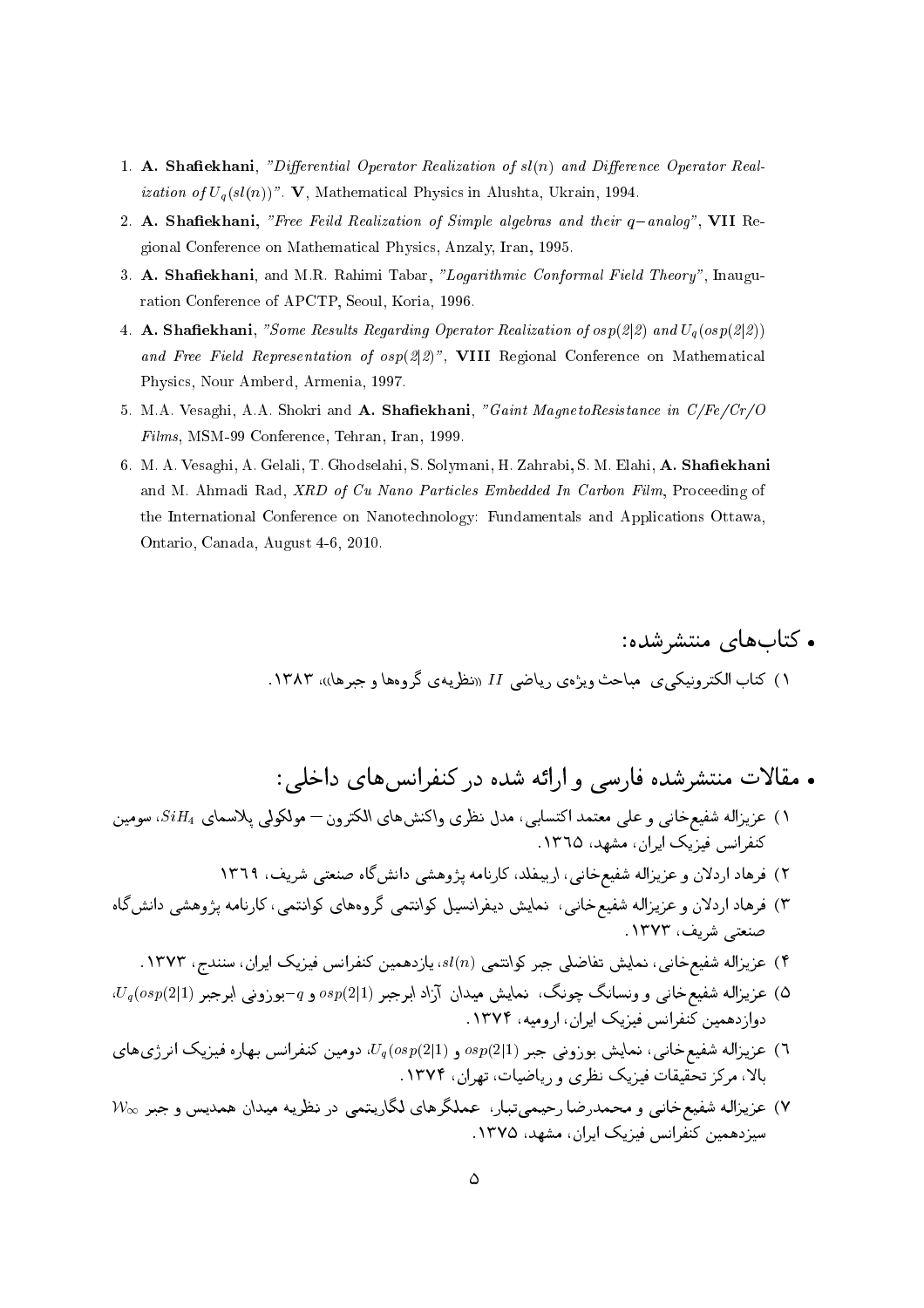1. **A. Shafiekhani**, *"Differential Operator Realization of $sl(n)$ and Difference Operator Realization of $U_q(sl(n))$"*. **V**, Mathematical Physics in Alushta, Ukrain, 1994.
2. **A. Shafiekhani,** *"Free Feild Realization of Simple algebras and their $q-$analog"*, **VII** Regional Conference on Mathematical Physics, Anzaly, Iran, 1995.
3. **A. Shafiekhani**, and M.R. Rahimi Tabar, *"Logarithmic Conformal Field Theory"*, Inauguration Conference of APCTP, Seoul, Koria, 1996.
4. **A. Shafiekhani**, *"Some Results Regarding Operator Realization of $osp(2|2)$ and $U_q(osp(2|2))$ and Free Field Representation of $osp(2|2)$"*, **VIII** Regional Conference on Mathematical Physics, Nour Amberd, Armenia, 1997.
5. M.A. Vesaghi, A.A. Shokri and **A. Shafiekhani**, *"Gaint MagnetoResistance in C/Fe/Cr/O Films*, MSM-99 Conference, Tehran, Iran, 1999.
6. M. A. Vesaghi, A. Gelali, T. Ghodselahi, S. Solymani, H. Zahrabi, S. M. Elahi, **A. Shafiekhani** and M. Ahmadi Rad, *XRD of Cu Nano Particles Embedded In Carbon Film*, Proceeding of the International Conference on Nanotechnology: Fundamentals and Applications Ottawa, Ontario, Canada, August 4-6, 2010.

## • کتاب‌های منتشرشده:

۱) کتاب الکترونیکی‌ی مباحث ویژه‌ی ریاضی $II$ «نظریه‌ی گروه‌ها و جبرها»، ۱۳۸۳.

## • مقالات منتشرشده فارسی و ارائه شده در کنفرانس‌های داخلی:

۱) عزیزاله شفیع‌خانی و علی معتمد اکتسابی، مدل نظری واکنش‌های الکترون – مولکولی پلاسمای $SiH_4$، سومین کنفرانس فیزیک ایران، مشهد، ۱۳۶۵.

۲) فرهاد اردلان و عزیزاله شفیع‌خانی، اربیفلد، کارنامه پژوهشی دانش‌گاه صنعتی شریف، ۱۳۶۹

۳) فرهاد اردلان و عزیزاله شفیع‌خانی، نمایش دیفرانسیل کوانتمی گروه‌های کوانتمی، کارنامه پژوهشی دانش‌گاه صنعتی شریف، ۱۳۷۳.

۴) عزیزاله شفیع‌خانی، نمایش تفاضلی جبر کوانتمی $sl(n)$، یازدهمین کنفرانس فیزیک ایران، سنندج، ۱۳۷۳.

۵) عزیزاله شفیع‌خانی و ونسانگ چونگ، نمایش میدان آزاد ابرجبر $osp(2|1)$ و $q-$بوزونی ابرجبر $U_q(osp(2|1)$، دوازدهمین کنفرانس فیزیک ایران، ارومیه، ۱۳۷۴.

۶) عزیزاله شفیع‌خانی، نمایش بوزونی جبر $osp(2|1)$ و $U_q(osp(2|1)$، دومین کنفرانس بهاره فیزیک انرژی‌های بالا، مرکز تحقیقات فیزیک نظری و ریاضیات، تهران، ۱۳۷۴.

۷) عزیزاله شفیع‌خانی و محمدرضا رحیمی‌تبار، عملگرهای لگاریتمی در نظریه میدان همدیس و جبر $\mathcal{W}_\infty$ سیزدهمین کنفرانس فیزیک ایران، مشهد، ۱۳۷۵.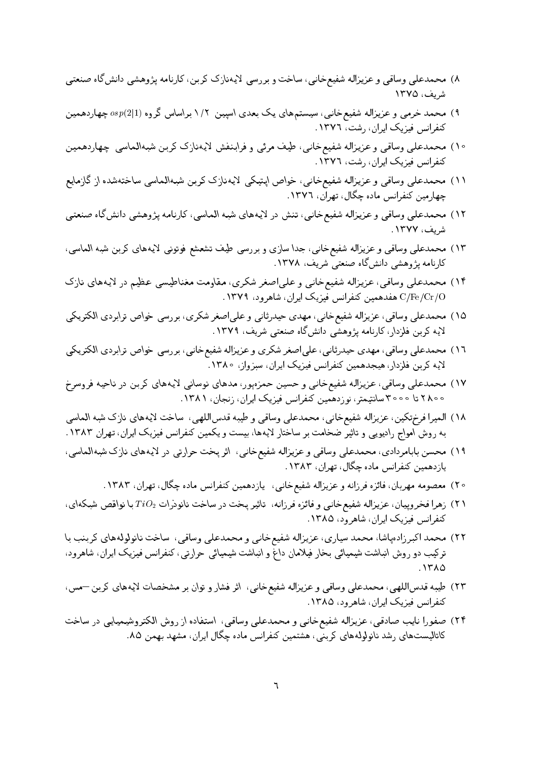۸) محمدعلی وساقی و عزیزاله شفیع‌خانی، ساخت و بررسی لایه‌نازک کربن، کارنامه پژوهشی دانش‌گاه صنعتی شریف، ۱۳۷۵

۹) محمد خرمی و عزیزاله شفیع‌خانی، سیستم‌های یک بعدی اسپین ۱/۲ براساس گروه $osp(2|1)$ چهاردهمین کنفرانس فیزیک ایران، رشت، ۱۳۷٦.

۱۰) محمدعلی وساقی و عزیزاله شفیع‌خانی، طیف مرئی و فرابنفش لایه‌نازک کربن شبه‌الماسی چهاردهمین کنفرانس فیزیک ایران، رشت، ۱۳۷٦.

۱۱) محمدعلی وساقی و عزیزاله شفیع‌خانی، خواص اپتیکی لایه‌نازک کربن شبه‌الماسی ساخته‌شده از گازمایع چهارمین کنفرانس ماده چگال، تهران، ۱۳۷٦.

۱۲) محمدعلی وساقی و عزیزاله شفیع‌خانی، تنش در لایه‌های شبه الماسی، کارنامه پژوهشی دانش‌گاه صنعتی شریف، ۱۳۷۷.

۱۳) محمدعلی وساقی و عزیزاله شفیع‌خانی، جدا سازی و بررسی طیف تشعشع فوتونی لایه‌های کربن شبه الماسی، کارنامه پژوهشی دانش‌گاه صنعتی شریف، ۱۳۷۸.

۱۴) محمدعلی وساقی، عزیزاله شفیع‌خانی و علی‌اصغر شکری، مقاومت مغناطیسی عظیم در لایه‌های نازک C/Fe/Cr/O هفدهمین کنفرانس فیزیک ایران، شاهرود، ۱۳۷۹.

۱۵) محمدعلی وساقی، عزیزاله شفیع‌خانی، مهدی حیدرثانی و علی‌اصغر شکری، بررسی خواص ترابردی الکتریکی لایه کربن فلزدار، کارنامه پژوهشی دانش‌گاه صنعتی شریف، ۱۳۷۹.

۱٦) محمدعلی وساقی، مهدی حیدرثانی، علی‌اصغر شکری و عزیزاله شفیع‌خانی، بررسی خواص ترابردی الکتریکی لایه کربن فلزدار، هیجدهمین کنفرانس فیزیک ایران، سبزوار، ۱۳۸۰.

۱۷) محمدعلی وساقی، عزیزاله شفیع‌خانی و حسین حمزه‌پور، مدهای نوسانی لایه‌های کربن در ناحیه فروسرخ ۲۸۰۰ تا ۳۰۰۰ سانتیمتر، نوزدهمین کنفرانس فیزیک ایران، زنجان، ۱۳۸۱.

۱۸) المیرا فرخ‌تکین، عزیزاله شفیع‌خانی، محمدعلی وساقی و طیبه قدس‌اللهی، ساخت لایه‌های نازک شبه الماسی به روش امواج رادیویی و تاثیر ضخامت بر ساختار لایه‌ها، بیست و یکمین کنفرانس فیزیک ایران، تهران ۱۳۸۳.

۱۹) محسن بابامردادی، محمدعلی وساقی و عزیزاله شفیع‌خانی، اثر پخت حرارتی در لایه‌های نازک شبه‌الماسی، یازدهمین کنفرانس ماده چگال، تهران، ۱۳۸۳.

۲۰) معصومه مهربان، فائزه فرزانه و عزیزاله شفیع‌خانی، یازدهمین کنفرانس ماده چگال، تهران، ۱۳۸۳.

۲۱) زهرا فخرو‌پیمان، عزیزاله شفیع‌خانی و فائزه فرزانه، تاثیر پخت در ساخت نانوذرات $TiO_2$ با نواقص شبکه‌ای، کنفرانس فیزیک ایران، شاهرود، ۱۳۸۵.

۲۲) محمد اکبرزاده‌پاشا، محمد سیاری، عزیزاله شفیع‌خانی و محمدعلی وساقی، ساخت نانولوله‌های کربنب با ترکیب دو روش انباشت شیمیائی بخار فیلامان داغ و انباشت شیمیائی حرارتی، کنفرانس فیزیک ایران، شاهرود، ۱۳۸۵.

۲۳) طیبه قدس‌اللهی، محمدعلی وساقی و عزیزاله شفیع‌خانی، اثر فشار و توان بر مشخصات لایه‌های کربن—مس، کنفرانس فیزیک ایران، شاهرود، ۱۳۸۵.

۲۴) صفورا نایب صادقی، عزیزاله شفیع‌خانی و محمدعلی وساقی، استفاده از روش الکتروشیمیایی در ساخت کاتالیست‌های رشد نانولوله‌های کربنی، هشتمین کنفرانس ماده چگال ایران، مشهد بهمن ۸۵.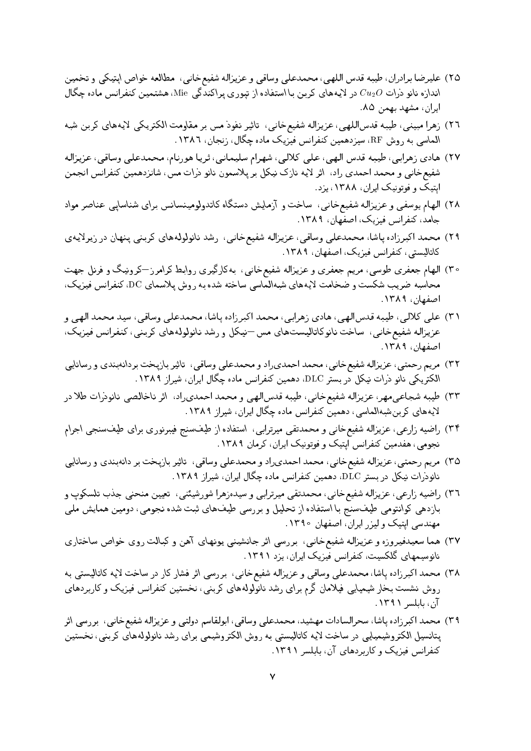۲۵) علیرضا برادران، طیبه قدس الهی، محمدعلی وساقی و عزیزاله شفیع‌خانی، مطالعه خواص اپتیکی و تخمین اندازه نانو ذرات $Cu_2O$ در لایه‌های کربن با استفاده از تپوری پراکندگی Mie، هشتمین کنفرانس ماده چگال ایران، مشهد بهمن ۸۵.

۲۶) زهرا مبینی، طیبه قدس‌اللهی، عزیزاله شفیع‌خانی، تاثیر نفوذ مس بر مقاومت الکتریکی لایه‌های کربن شبه الماسی به روش RF، سیزدهمین کنفرانس فیزیک ماده چگال، زنجان، ۱۳۸۶.

۲۷) هادی زهرابی، طیبه قدس الهی، علی کلالی، شهرام سلیمانی، ثریا هورنام، محمدعلی وساقی، عزیزاله شفیع‌خانی و محمد احمدی راد، اثر لایه نازک نیکل بر پلاسمون نانو ذرات مس، شانزدهمین کنفرانس انجمن اپتیک و فوتونیک ایران، ۱۳۸۸، یزد.

۲۸) الهام یوسفی و عزیزاله شفیع‌خانی، ساخت و آزمایش دستگاه کاتدولومینسانس برای شناسایی عناصر مواد جامد، کنفرانس فیزیک، اصفهان، ۱۳۸۹.

۲۹) محمد اکبرزاده پاشا، محمدعلی وساقی، عزیزاله شفیع‌خانی، رشد نانولوله‌های کربنی پنهان در زیرلایه‌ی کاتالیستی، کنفرانس فیزیک، اصفهان، ۱۳۸۹.

۳۰) الهام جعفری طوسی، مریم جعفری و عزیزاله شفیع‌خانی، به‌کارگیری روابط کرامرز—کرونیگ و فرنل جهت محاسبه ضریب شکست و ضخامت لایه‌های شبه‌الماسی ساخته شده به روش پلاسمای DC، کنفرانس فیزیک، اصفهان، ۱۳۸۹.

۳۱) علی کلالی، طیبه قدس‌الهی، هادی زهرابی، محمد اکبرزاده پاشا، محمدعلی وساقی، سید محمد الهی و عزیزاله شفیع‌خانی، ساخت نانوکاتالیست‌های مس—نیکل و رشد نانولوله‌های کربنی، کنفرانس فیزیک، اصفهان، ۱۳۸۹.

۳۲) مریم رحمتی، عزیزاله شفیع‌خانی، محمد احمدی‌راد و محمدعلی وساقی، تاثیر بازپخت بردانه‌بندی و رسانایی الکتریکی نانو ذرات نیکل در بستر DLC، دهمین کنفرانس ماده چگال ایران، شیراز ۱۳۸۹.

۳۳) طیبه شجاعی‌مهر، عزیزاله شفیع‌خانی، طیبه قدس‌الهی و محمد احمدی‌راد، اثر ناخالصی نانوذرات طلا در لایه‌های کربن‌شبه‌الماسی، دهمین کنفرانس ماده چگال ایران، شیراز ۱۳۸۹.

۳۴) راضیه زارعی، عزیزاله شفیع‌خانی و محمدتقی میرترابی، استفاده از طیف‌سنج فیبرنوری برای طیف‌سنجی اجرام نجومی، هفدمین کنفرانس اپتیک و فوتونیک ایران، کرمان ۱۳۸۹.

۳۵) مریم رحمتی، عزیزاله شفیع‌خانی، محمد احمدی‌راد و محمدعلی وساقی، تاثیر بازپخت بر دانه‌بندی و رسانایی نانوذرات نیکل در بستر DLC، دهمین کنفرانس ماده چگال ایران، شیراز ۱۳۸۹.

۳۶) راضیه زارعی، عزیزاله شفیع‌خانی، محمدتقی میرترابی و سیده‌زهرا شورشیئی، تعیین منحنی جذب تلسکوپ و بازدهی کوانتومی طیف‌سنج با استفاده از تحلیل و بررسی طیف‌های ثبت شده نجومی، دومین همایش ملی مهندسی اپتیک و لیزر ایران، اصفهان ۱۳۹۰.

۳۷) هما سعیدفیروزه و عزیزاله شفیع‌خانی، بررسی اثر جانشینی یونهای آهن و کبالت روی خواص ساختاری نانوسیمهای گلکسیت، کنفرانس فیزیک ایران، یزد ۱۳۹۱.

۳۸) محمد اکبرزاده پاشا، محمدعلی وساقی و عزیزاله شفیع‌خانی، بررسی اثر فشار کار در ساخت لایه کاتالیستی به روش نشست بخار شیمیایی فیلامان گرم برای رشد نانولوله‌های کربنی، نخستین کنفرانس فیزیک و کاربردهای آن، بابلسر ۱۳۹۱.

۳۹) محمد اکبرزاده پاشا، سحرالسادات مهشید، محمدعلی وساقی، ابولقاسم دولتی و عزیزاله شفیع‌خانی، بررسی اثر پتانسیل الکتروشیمیایی در ساخت لایه کاتالیستی به روش الکتروشیمی برای رشد نانولوله‌های کربنی، نخستین کنفرانس فیزیک و کاربردهای آن، بابلسر ۱۳۹۱.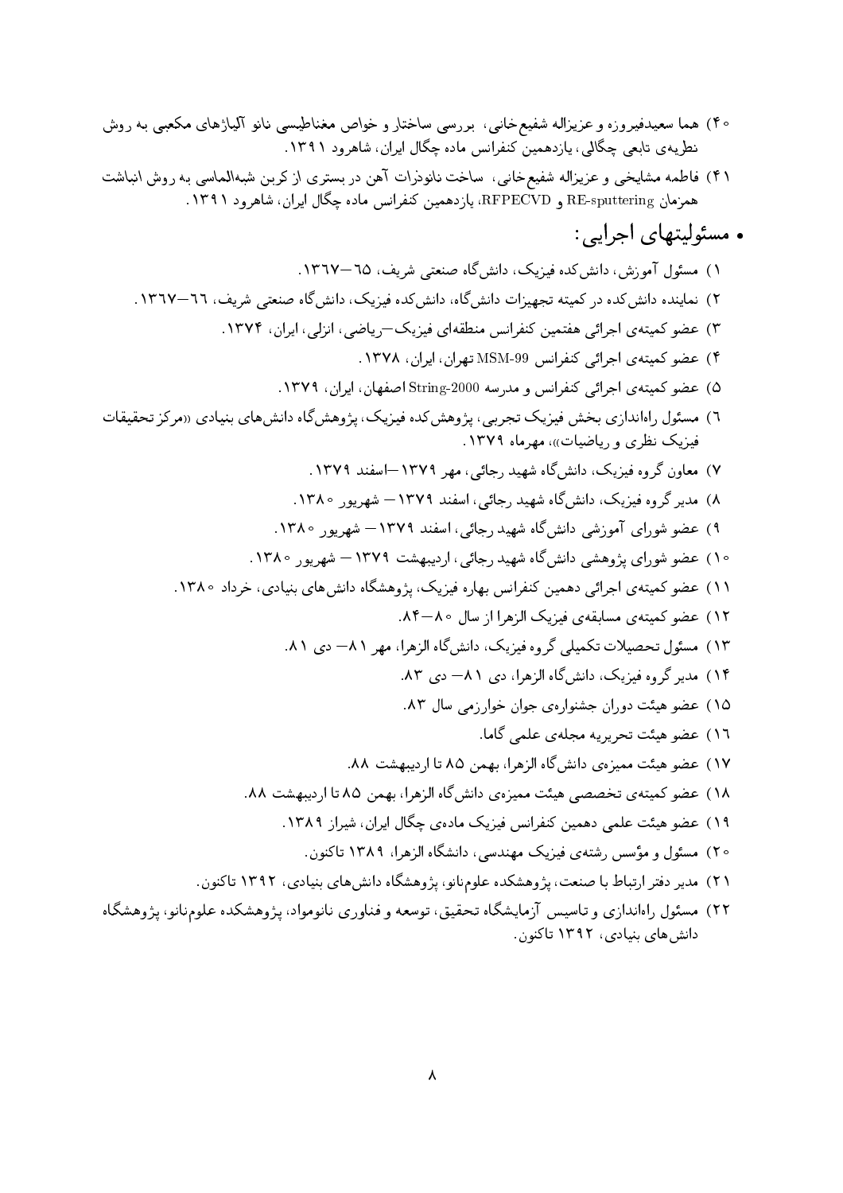۴۰) هما سعیدفیروزه و عزیزاله شفیع‌خانی، بررسی ساختار و خواص مغناطیسی نانو آلیاژهای مکعبی به روش نظریه‌ی تابعی چگالی، یازدهمین کنفرانس ماده چگال ایران، شاهرود ۱۳۹۱.

۴۱) فاطمه مشایخی و عزیزاله شفیع‌خانی، ساخت نانوذرات آهن در بستری از کربن شبه‌الماسی به روش انباشت همزمان RE-sputtering و RFPECVD، یازدهمین کنفرانس ماده چگال ایران، شاهرود ۱۳۹۱.

## • مسئولیتهای اجرایی:

۱) مسئول آموزش، دانش‌کده فیزیک، دانش‌گاه صنعتی شریف، ٦٥—۱۳٦۷.

۲) نماینده دانش‌کده در کمیته تجهیزات دانش‌گاه، دانش‌کده فیزیک، دانش‌گاه صنعتی شریف، ٦٦—۱۳٦۷.

۳) عضو کمیته‌ی اجرائی هفتمین کنفرانس منطقه‌ای فیزیک—ریاضی، انزلی، ایران، ۱۳۷۴.

۴) عضو کمیته‌ی اجرائی کنفرانس MSM-99 تهران، ایران، ۱۳۷۸.

۵) عضو کمیته‌ی اجرائی کنفرانس و مدرسه String-2000 اصفهان، ایران، ۱۳۷۹.

٦) مسئول راه‌اندازی بخش فیزیک تجربی، پژوهش‌کده فیزیک، پژوهش‌گاه دانش‌های بنیادی «مرکز تحقیقات فیزیک نظری و ریاضیات»، مهرماه ۱۳۷۹.

۷) معاون گروه فیزیک، دانش‌گاه شهید رجائی، مهر ۱۳۷۹—اسفند ۱۳۷۹.

۸) مدیر گروه فیزیک، دانش‌گاه شهید رجائی، اسفند ۱۳۷۹— شهریور ۱۳۸۰.

۹) عضو شورای آموزشی دانش‌گاه شهید رجائی، اسفند ۱۳۷۹— شهریور ۱۳۸۰.

۱۰) عضو شورای پژوهشی دانش‌گاه شهید رجائی، اردیبهشت ۱۳۷۹ — شهریور ۱۳۸۰.

۱۱) عضو کمیته‌ی اجرائی دهمین کنفرانس بهاره فیزیک، پژوهشگاه دانش‌های بنیادی، خرداد ۱۳۸۰.

۱۲) عضو کمیته‌ی مسابقه‌ی فیزیک الزهرا از سال ۸۰—۸۴.

۱۳) مسئول تحصیلات تکمیلی گروه فیزیک، دانش‌گاه الزهرا، مهر ۸۱— دی ۸۱.

۱۴) مدیر گروه فیزیک، دانش‌گاه الزهرا، دی ۸۱— دی ۸۳.

۱۵) عضو هیئت دوران جشنواره‌ی جوان خوارزمی سال ۸۳.

۱٦) عضو هیئت تحریریه مجله‌ی علمی گاما.

۱۷) عضو هیئت ممیزه‌ی دانش‌گاه الزهرا، بهمن ۸۵ تا اردیبهشت ۸۸.

۱۸) عضو کمیته‌ی تخصصی هیئت ممیزه‌ی دانش‌گاه الزهرا، بهمن ۸۵ تا اردیبهشت ۸۸.

۱۹) عضو هیئت علمی دهمین کنفرانس فیزیک ماده‌ی چگال ایران، شیراز ۱۳۸۹.

۲۰) مسئول و مؤسس رشته‌ی فیزیک مهندسی، دانشگاه الزهرا، ۱۳۸۹ تاکنون.

۲۱) مدیر دفتر ارتباط با صنعت، پژوهشکده علوم‌نانو، پژوهشگاه دانش‌های بنیادی، ۱۳۹۲ تاکنون.

۲۲) مسئول راه‌اندازی و تاسیس آزمایشگاه تحقیق، توسعه و فناوری نانومواد، پژوهشکده علوم‌نانو، پژوهشگاه دانش‌های بنیادی، ۱۳۹۲ تاکنون.